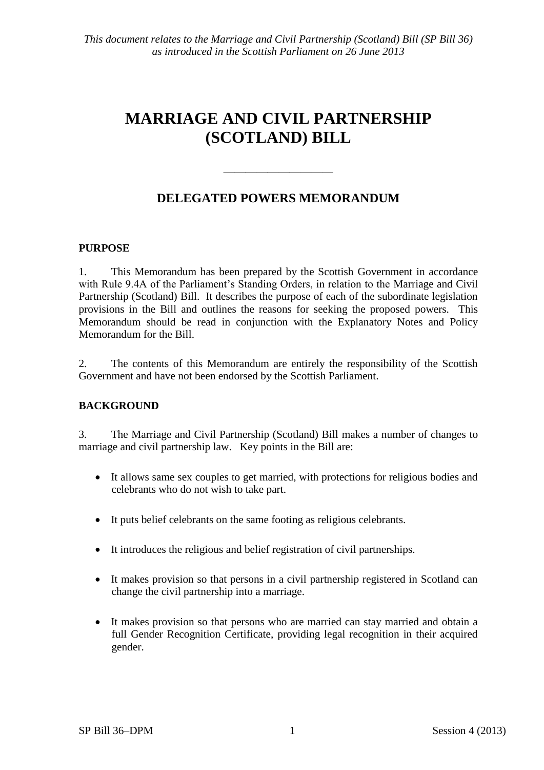*This document relates to the Marriage and Civil Partnership (Scotland) Bill (SP Bill 36) as introduced in the Scottish Parliament on 26 June 2013*

# MARRIAGE AND CIVIL PARTNERSHIP (SCOTLAND) BILL

---

## DELEGATED POWERS MEMORANDUM

### PURPOSE

1. This Memorandum has been prepared by the Scottish Government in accordance with Rule 9.4A of the Parliament's Standing Orders, in relation to the Marriage and Civil Partnership (Scotland) Bill. It describes the purpose of each of the subordinate legislation provisions in the Bill and outlines the reasons for seeking the proposed powers. This Memorandum should be read in conjunction with the Explanatory Notes and Policy Memorandum for the Bill.

2. The contents of this Memorandum are entirely the responsibility of the Scottish Government and have not been endorsed by the Scottish Parliament.

### BACKGROUND

3. The Marriage and Civil Partnership (Scotland) Bill makes a number of changes to marriage and civil partnership law. Key points in the Bill are:

- It allows same sex couples to get married, with protections for religious bodies and celebrants who do not wish to take part.
- It puts belief celebrants on the same footing as religious celebrants.
- It introduces the religious and belief registration of civil partnerships.
- It makes provision so that persons in a civil partnership registered in Scotland can change the civil partnership into a marriage.
- It makes provision so that persons who are married can stay married and obtain a full Gender Recognition Certificate, providing legal recognition in their acquired gender.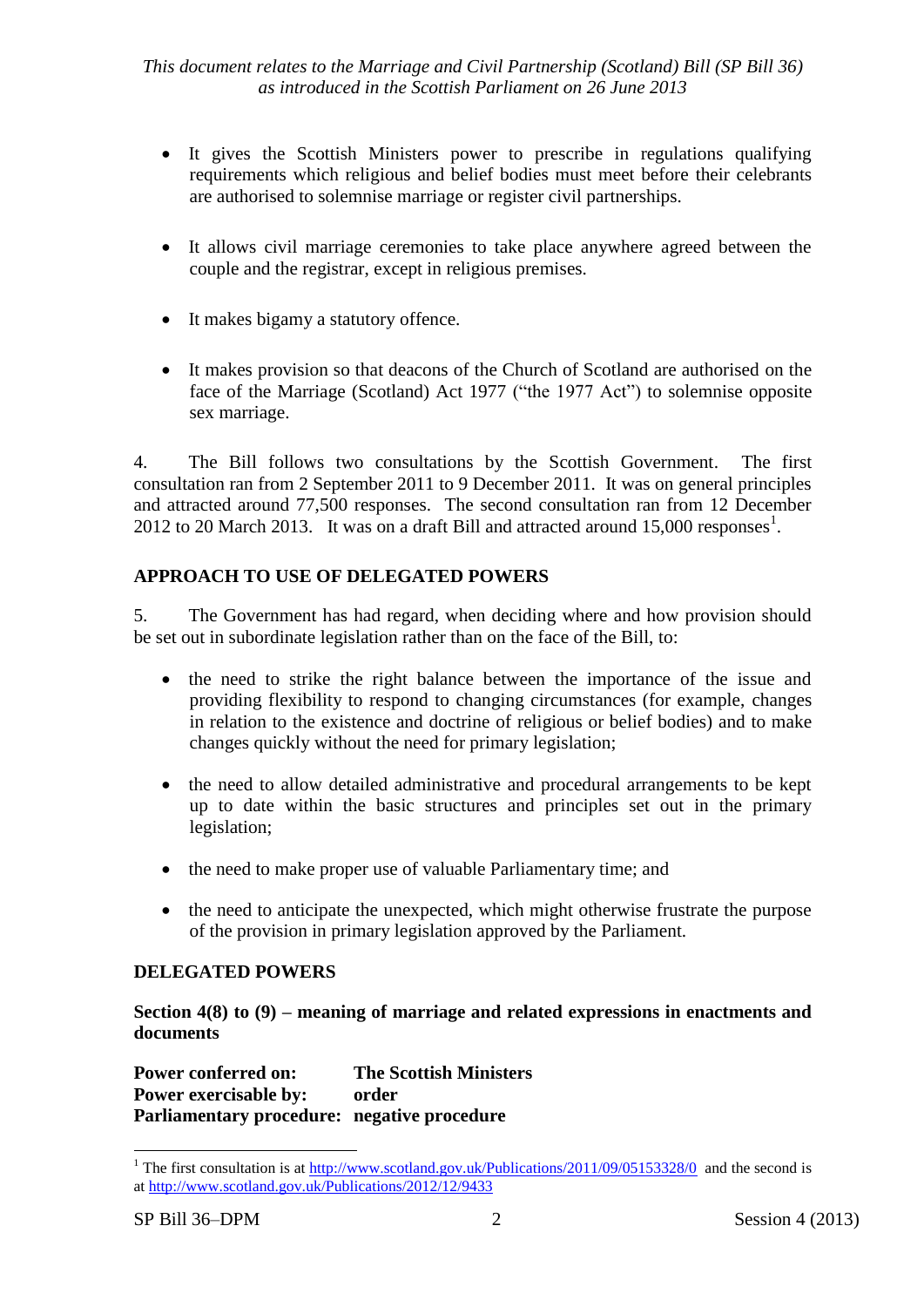- It gives the Scottish Ministers power to prescribe in regulations qualifying requirements which religious and belief bodies must meet before their celebrants are authorised to solemnise marriage or register civil partnerships.

- It allows civil marriage ceremonies to take place anywhere agreed between the couple and the registrar, except in religious premises.

- It makes bigamy a statutory offence.

- It makes provision so that deacons of the Church of Scotland are authorised on the face of the Marriage (Scotland) Act 1977 ("the 1977 Act") to solemnise opposite sex marriage.

4. The Bill follows two consultations by the Scottish Government. The first consultation ran from 2 September 2011 to 9 December 2011. It was on general principles and attracted around 77,500 responses. The second consultation ran from 12 December 2012 to 20 March 2013. It was on a draft Bill and attracted around 15,000 responses[1].

## APPROACH TO USE OF DELEGATED POWERS

5. The Government has had regard, when deciding where and how provision should be set out in subordinate legislation rather than on the face of the Bill, to:

- the need to strike the right balance between the importance of the issue and providing flexibility to respond to changing circumstances (for example, changes in relation to the existence and doctrine of religious or belief bodies) and to make changes quickly without the need for primary legislation;

- the need to allow detailed administrative and procedural arrangements to be kept up to date within the basic structures and principles set out in the primary legislation;

- the need to make proper use of valuable Parliamentary time; and

- the need to anticipate the unexpected, which might otherwise frustrate the purpose of the provision in primary legislation approved by the Parliament.

## DELEGATED POWERS

### Section 4(8) to (9) – meaning of marriage and related expressions in enactments and documents

**Power conferred on:** The Scottish Ministers
**Power exercisable by:** order
**Parliamentary procedure:** negative procedure

[1] The first consultation is at http://www.scotland.gov.uk/Publications/2011/09/05153328/0 and the second is at http://www.scotland.gov.uk/Publications/2012/12/9433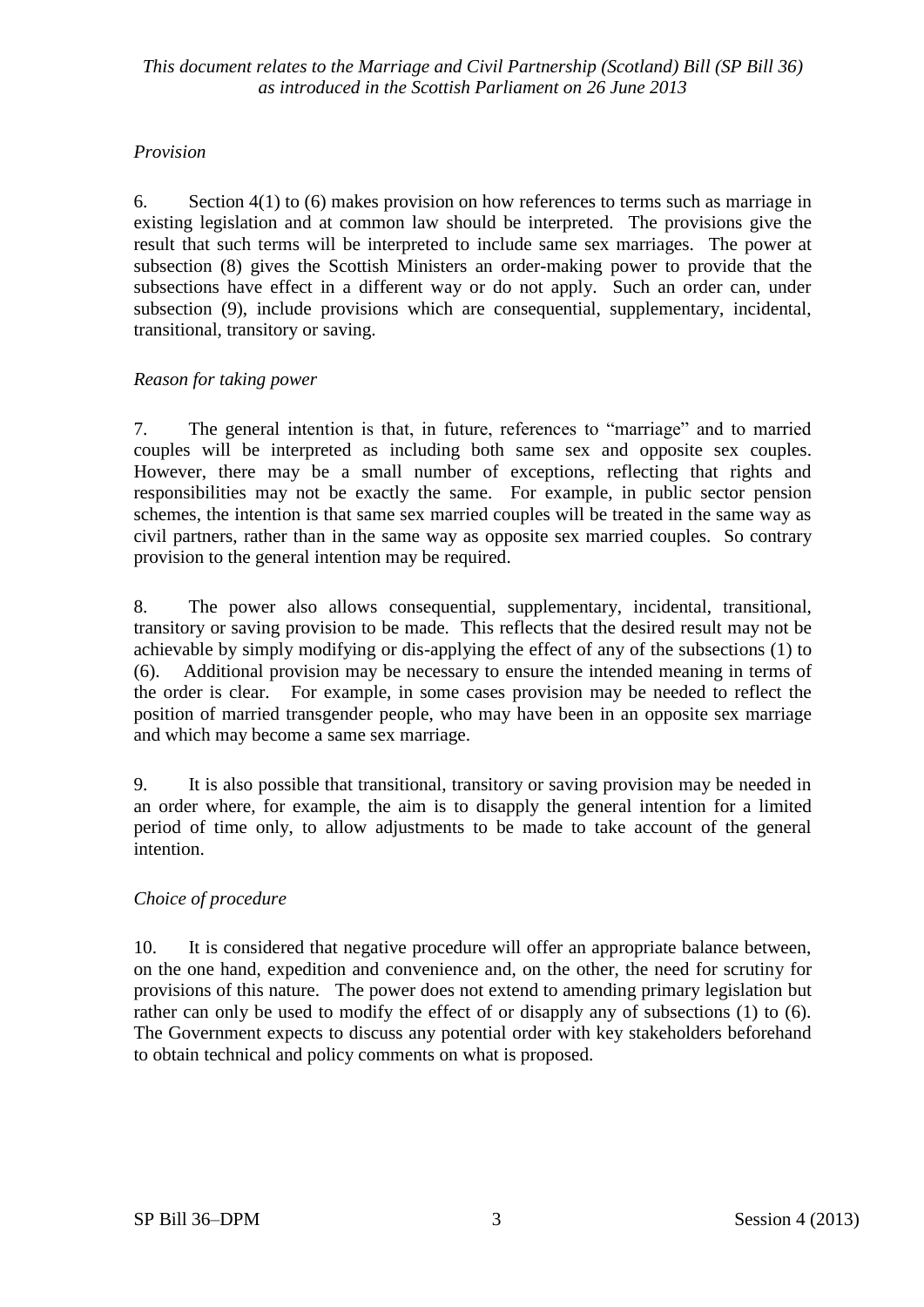*Provision*

6. Section 4(1) to (6) makes provision on how references to terms such as marriage in existing legislation and at common law should be interpreted. The provisions give the result that such terms will be interpreted to include same sex marriages. The power at subsection (8) gives the Scottish Ministers an order-making power to provide that the subsections have effect in a different way or do not apply. Such an order can, under subsection (9), include provisions which are consequential, supplementary, incidental, transitional, transitory or saving.

*Reason for taking power*

7. The general intention is that, in future, references to "marriage" and to married couples will be interpreted as including both same sex and opposite sex couples. However, there may be a small number of exceptions, reflecting that rights and responsibilities may not be exactly the same. For example, in public sector pension schemes, the intention is that same sex married couples will be treated in the same way as civil partners, rather than in the same way as opposite sex married couples. So contrary provision to the general intention may be required.

8. The power also allows consequential, supplementary, incidental, transitional, transitory or saving provision to be made. This reflects that the desired result may not be achievable by simply modifying or dis-applying the effect of any of the subsections (1) to (6). Additional provision may be necessary to ensure the intended meaning in terms of the order is clear. For example, in some cases provision may be needed to reflect the position of married transgender people, who may have been in an opposite sex marriage and which may become a same sex marriage.

9. It is also possible that transitional, transitory or saving provision may be needed in an order where, for example, the aim is to disapply the general intention for a limited period of time only, to allow adjustments to be made to take account of the general intention.

*Choice of procedure*

10. It is considered that negative procedure will offer an appropriate balance between, on the one hand, expedition and convenience and, on the other, the need for scrutiny for provisions of this nature. The power does not extend to amending primary legislation but rather can only be used to modify the effect of or disapply any of subsections (1) to (6). The Government expects to discuss any potential order with key stakeholders beforehand to obtain technical and policy comments on what is proposed.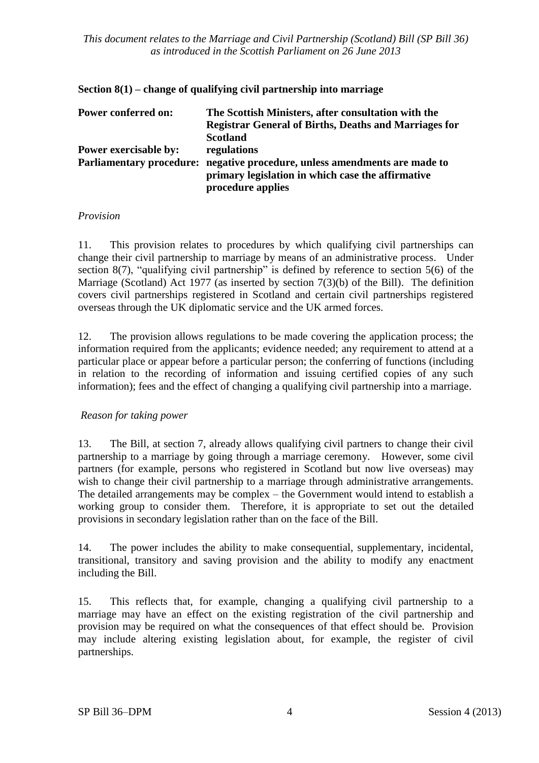**Section 8(1) – change of qualifying civil partnership into marriage**

| | |
|---|---|
| **Power conferred on:** | **The Scottish Ministers, after consultation with the Registrar General of Births, Deaths and Marriages for Scotland** |
| **Power exercisable by:** | **regulations** |
| **Parliamentary procedure:** | **negative procedure, unless amendments are made to primary legislation in which case the affirmative procedure applies** |

*Provision*

11. This provision relates to procedures by which qualifying civil partnerships can change their civil partnership to marriage by means of an administrative process. Under section 8(7), "qualifying civil partnership" is defined by reference to section 5(6) of the Marriage (Scotland) Act 1977 (as inserted by section 7(3)(b) of the Bill). The definition covers civil partnerships registered in Scotland and certain civil partnerships registered overseas through the UK diplomatic service and the UK armed forces.

12. The provision allows regulations to be made covering the application process; the information required from the applicants; evidence needed; any requirement to attend at a particular place or appear before a particular person; the conferring of functions (including in relation to the recording of information and issuing certified copies of any such information); fees and the effect of changing a qualifying civil partnership into a marriage.

*Reason for taking power*

13. The Bill, at section 7, already allows qualifying civil partners to change their civil partnership to a marriage by going through a marriage ceremony. However, some civil partners (for example, persons who registered in Scotland but now live overseas) may wish to change their civil partnership to a marriage through administrative arrangements. The detailed arrangements may be complex – the Government would intend to establish a working group to consider them. Therefore, it is appropriate to set out the detailed provisions in secondary legislation rather than on the face of the Bill.

14. The power includes the ability to make consequential, supplementary, incidental, transitional, transitory and saving provision and the ability to modify any enactment including the Bill.

15. This reflects that, for example, changing a qualifying civil partnership to a marriage may have an effect on the existing registration of the civil partnership and provision may be required on what the consequences of that effect should be. Provision may include altering existing legislation about, for example, the register of civil partnerships.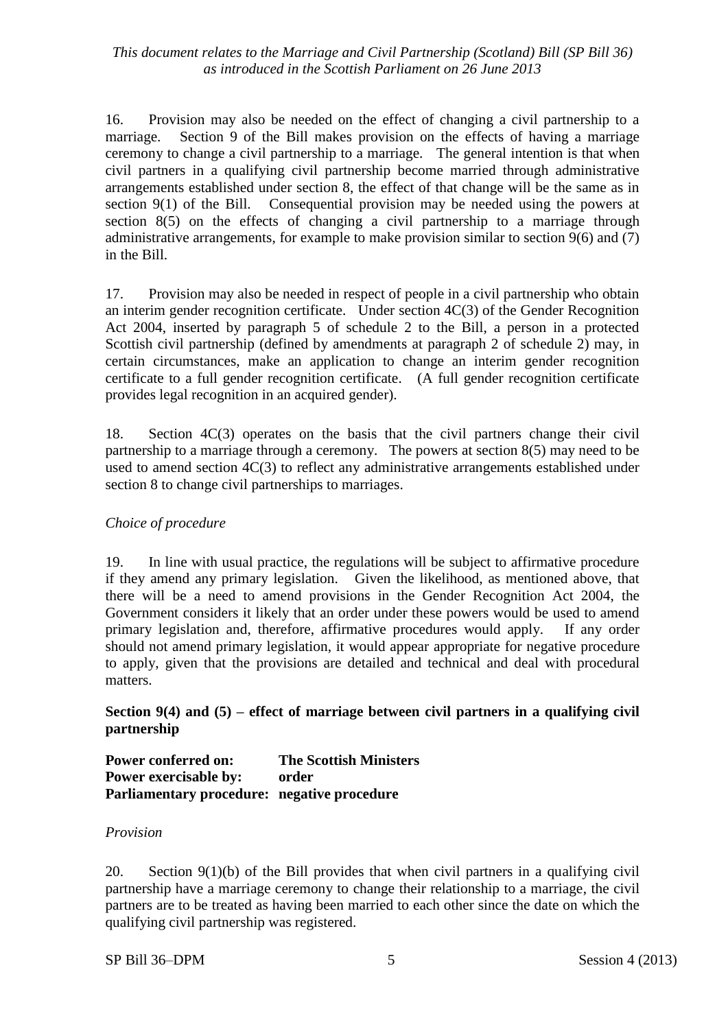16. Provision may also be needed on the effect of changing a civil partnership to a marriage. Section 9 of the Bill makes provision on the effects of having a marriage ceremony to change a civil partnership to a marriage. The general intention is that when civil partners in a qualifying civil partnership become married through administrative arrangements established under section 8, the effect of that change will be the same as in section 9(1) of the Bill. Consequential provision may be needed using the powers at section 8(5) on the effects of changing a civil partnership to a marriage through administrative arrangements, for example to make provision similar to section 9(6) and (7) in the Bill.

17. Provision may also be needed in respect of people in a civil partnership who obtain an interim gender recognition certificate. Under section 4C(3) of the Gender Recognition Act 2004, inserted by paragraph 5 of schedule 2 to the Bill, a person in a protected Scottish civil partnership (defined by amendments at paragraph 2 of schedule 2) may, in certain circumstances, make an application to change an interim gender recognition certificate to a full gender recognition certificate. (A full gender recognition certificate provides legal recognition in an acquired gender).

18. Section 4C(3) operates on the basis that the civil partners change their civil partnership to a marriage through a ceremony. The powers at section 8(5) may need to be used to amend section 4C(3) to reflect any administrative arrangements established under section 8 to change civil partnerships to marriages.

*Choice of procedure*

19. In line with usual practice, the regulations will be subject to affirmative procedure if they amend any primary legislation. Given the likelihood, as mentioned above, that there will be a need to amend provisions in the Gender Recognition Act 2004, the Government considers it likely that an order under these powers would be used to amend primary legislation and, therefore, affirmative procedures would apply. If any order should not amend primary legislation, it would appear appropriate for negative procedure to apply, given that the provisions are detailed and technical and deal with procedural matters.

**Section 9(4) and (5) – effect of marriage between civil partners in a qualifying civil partnership**

**Power conferred on:** **The Scottish Ministers**
**Power exercisable by:** **order**
**Parliamentary procedure:** **negative procedure**

*Provision*

20. Section 9(1)(b) of the Bill provides that when civil partners in a qualifying civil partnership have a marriage ceremony to change their relationship to a marriage, the civil partners are to be treated as having been married to each other since the date on which the qualifying civil partnership was registered.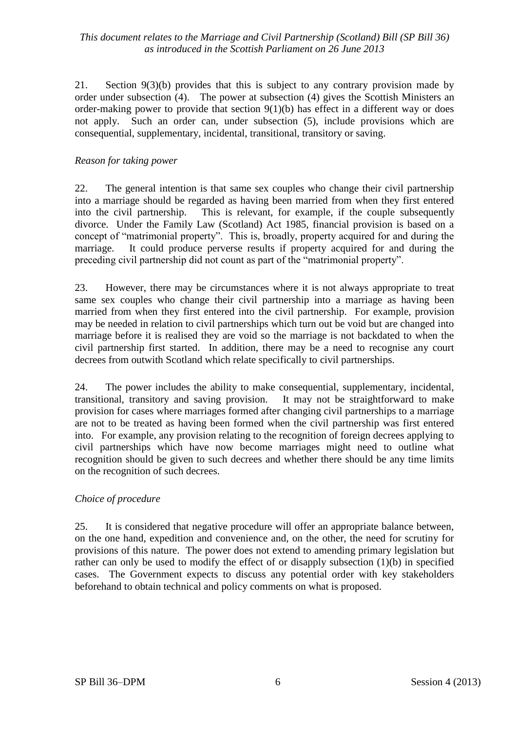21. Section 9(3)(b) provides that this is subject to any contrary provision made by order under subsection (4). The power at subsection (4) gives the Scottish Ministers an order-making power to provide that section 9(1)(b) has effect in a different way or does not apply. Such an order can, under subsection (5), include provisions which are consequential, supplementary, incidental, transitional, transitory or saving.

*Reason for taking power*

22. The general intention is that same sex couples who change their civil partnership into a marriage should be regarded as having been married from when they first entered into the civil partnership. This is relevant, for example, if the couple subsequently divorce. Under the Family Law (Scotland) Act 1985, financial provision is based on a concept of "matrimonial property". This is, broadly, property acquired for and during the marriage. It could produce perverse results if property acquired for and during the preceding civil partnership did not count as part of the "matrimonial property".

23. However, there may be circumstances where it is not always appropriate to treat same sex couples who change their civil partnership into a marriage as having been married from when they first entered into the civil partnership. For example, provision may be needed in relation to civil partnerships which turn out be void but are changed into marriage before it is realised they are void so the marriage is not backdated to when the civil partnership first started. In addition, there may be a need to recognise any court decrees from outwith Scotland which relate specifically to civil partnerships.

24. The power includes the ability to make consequential, supplementary, incidental, transitional, transitory and saving provision. It may not be straightforward to make provision for cases where marriages formed after changing civil partnerships to a marriage are not to be treated as having been formed when the civil partnership was first entered into. For example, any provision relating to the recognition of foreign decrees applying to civil partnerships which have now become marriages might need to outline what recognition should be given to such decrees and whether there should be any time limits on the recognition of such decrees.

*Choice of procedure*

25. It is considered that negative procedure will offer an appropriate balance between, on the one hand, expedition and convenience and, on the other, the need for scrutiny for provisions of this nature. The power does not extend to amending primary legislation but rather can only be used to modify the effect of or disapply subsection (1)(b) in specified cases. The Government expects to discuss any potential order with key stakeholders beforehand to obtain technical and policy comments on what is proposed.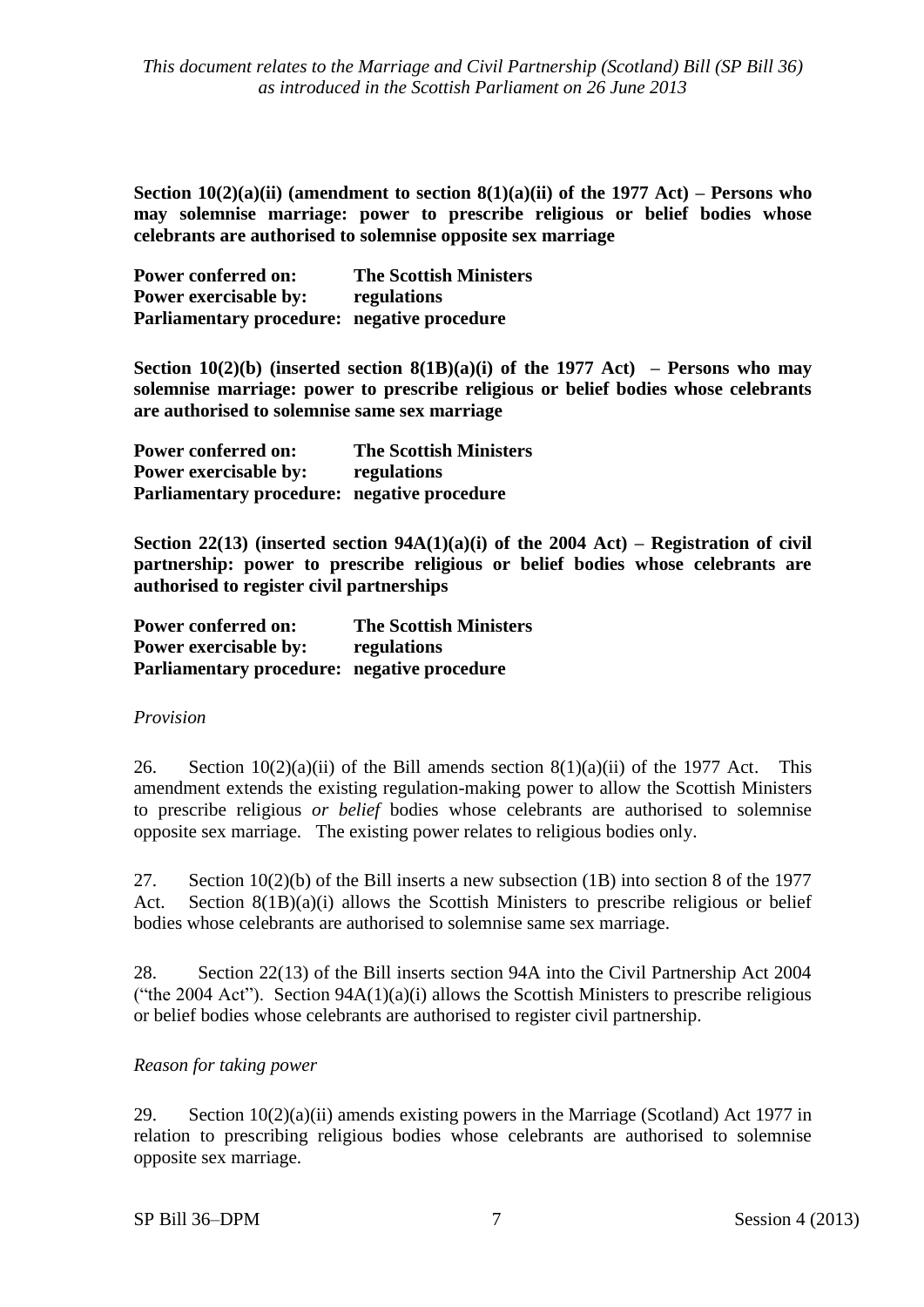**Section 10(2)(a)(ii) (amendment to section 8(1)(a)(ii) of the 1977 Act) – Persons who may solemnise marriage: power to prescribe religious or belief bodies whose celebrants are authorised to solemnise opposite sex marriage**

**Power conferred on: The Scottish Ministers**
**Power exercisable by: regulations**
**Parliamentary procedure: negative procedure**

**Section 10(2)(b) (inserted section 8(1B)(a)(i) of the 1977 Act) – Persons who may solemnise marriage: power to prescribe religious or belief bodies whose celebrants are authorised to solemnise same sex marriage**

**Power conferred on: The Scottish Ministers**
**Power exercisable by: regulations**
**Parliamentary procedure: negative procedure**

**Section 22(13) (inserted section 94A(1)(a)(i) of the 2004 Act) – Registration of civil partnership: power to prescribe religious or belief bodies whose celebrants are authorised to register civil partnerships**

**Power conferred on: The Scottish Ministers**
**Power exercisable by: regulations**
**Parliamentary procedure: negative procedure**

*Provision*

26. Section 10(2)(a)(ii) of the Bill amends section 8(1)(a)(ii) of the 1977 Act. This amendment extends the existing regulation-making power to allow the Scottish Ministers to prescribe religious *or belief* bodies whose celebrants are authorised to solemnise opposite sex marriage. The existing power relates to religious bodies only.

27. Section 10(2)(b) of the Bill inserts a new subsection (1B) into section 8 of the 1977 Act. Section 8(1B)(a)(i) allows the Scottish Ministers to prescribe religious or belief bodies whose celebrants are authorised to solemnise same sex marriage.

28. Section 22(13) of the Bill inserts section 94A into the Civil Partnership Act 2004 ("the 2004 Act"). Section 94A(1)(a)(i) allows the Scottish Ministers to prescribe religious or belief bodies whose celebrants are authorised to register civil partnership.

*Reason for taking power*

29. Section 10(2)(a)(ii) amends existing powers in the Marriage (Scotland) Act 1977 in relation to prescribing religious bodies whose celebrants are authorised to solemnise opposite sex marriage.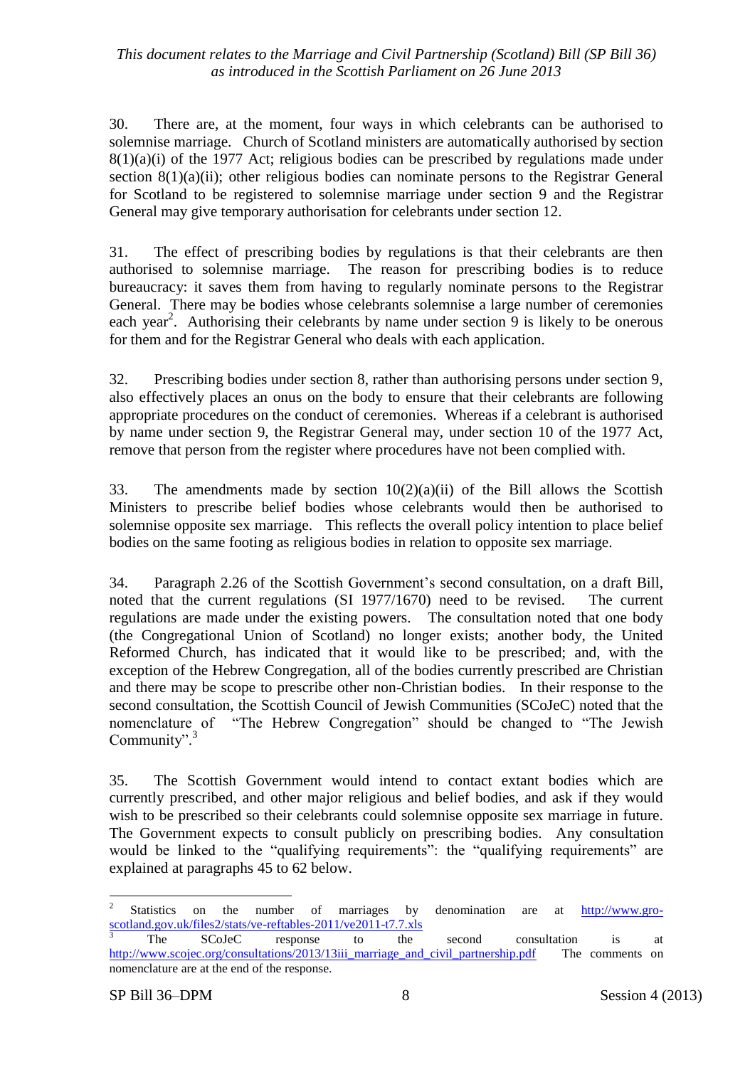30. There are, at the moment, four ways in which celebrants can be authorised to solemnise marriage. Church of Scotland ministers are automatically authorised by section 8(1)(a)(i) of the 1977 Act; religious bodies can be prescribed by regulations made under section 8(1)(a)(ii); other religious bodies can nominate persons to the Registrar General for Scotland to be registered to solemnise marriage under section 9 and the Registrar General may give temporary authorisation for celebrants under section 12.

31. The effect of prescribing bodies by regulations is that their celebrants are then authorised to solemnise marriage. The reason for prescribing bodies is to reduce bureaucracy: it saves them from having to regularly nominate persons to the Registrar General. There may be bodies whose celebrants solemnise a large number of ceremonies each year[2]. Authorising their celebrants by name under section 9 is likely to be onerous for them and for the Registrar General who deals with each application.

32. Prescribing bodies under section 8, rather than authorising persons under section 9, also effectively places an onus on the body to ensure that their celebrants are following appropriate procedures on the conduct of ceremonies. Whereas if a celebrant is authorised by name under section 9, the Registrar General may, under section 10 of the 1977 Act, remove that person from the register where procedures have not been complied with.

33. The amendments made by section 10(2)(a)(ii) of the Bill allows the Scottish Ministers to prescribe belief bodies whose celebrants would then be authorised to solemnise opposite sex marriage. This reflects the overall policy intention to place belief bodies on the same footing as religious bodies in relation to opposite sex marriage.

34. Paragraph 2.26 of the Scottish Government's second consultation, on a draft Bill, noted that the current regulations (SI 1977/1670) need to be revised. The current regulations are made under the existing powers. The consultation noted that one body (the Congregational Union of Scotland) no longer exists; another body, the United Reformed Church, has indicated that it would like to be prescribed; and, with the exception of the Hebrew Congregation, all of the bodies currently prescribed are Christian and there may be scope to prescribe other non-Christian bodies. In their response to the second consultation, the Scottish Council of Jewish Communities (SCoJeC) noted that the nomenclature of "The Hebrew Congregation" should be changed to "The Jewish Community".[3]

35. The Scottish Government would intend to contact extant bodies which are currently prescribed, and other major religious and belief bodies, and ask if they would wish to be prescribed so their celebrants could solemnise opposite sex marriage in future. The Government expects to consult publicly on prescribing bodies. Any consultation would be linked to the "qualifying requirements": the "qualifying requirements" are explained at paragraphs 45 to 62 below.

---

[2] Statistics on the number of marriages by denomination are at http://www.gro-scotland.gov.uk/files2/stats/ve-reftables-2011/ve2011-t7.7.xls

[3] The SCoJeC response to the second consultation is at http://www.scojec.org/consultations/2013/13iii_marriage_and_civil_partnership.pdf The comments on nomenclature are at the end of the response.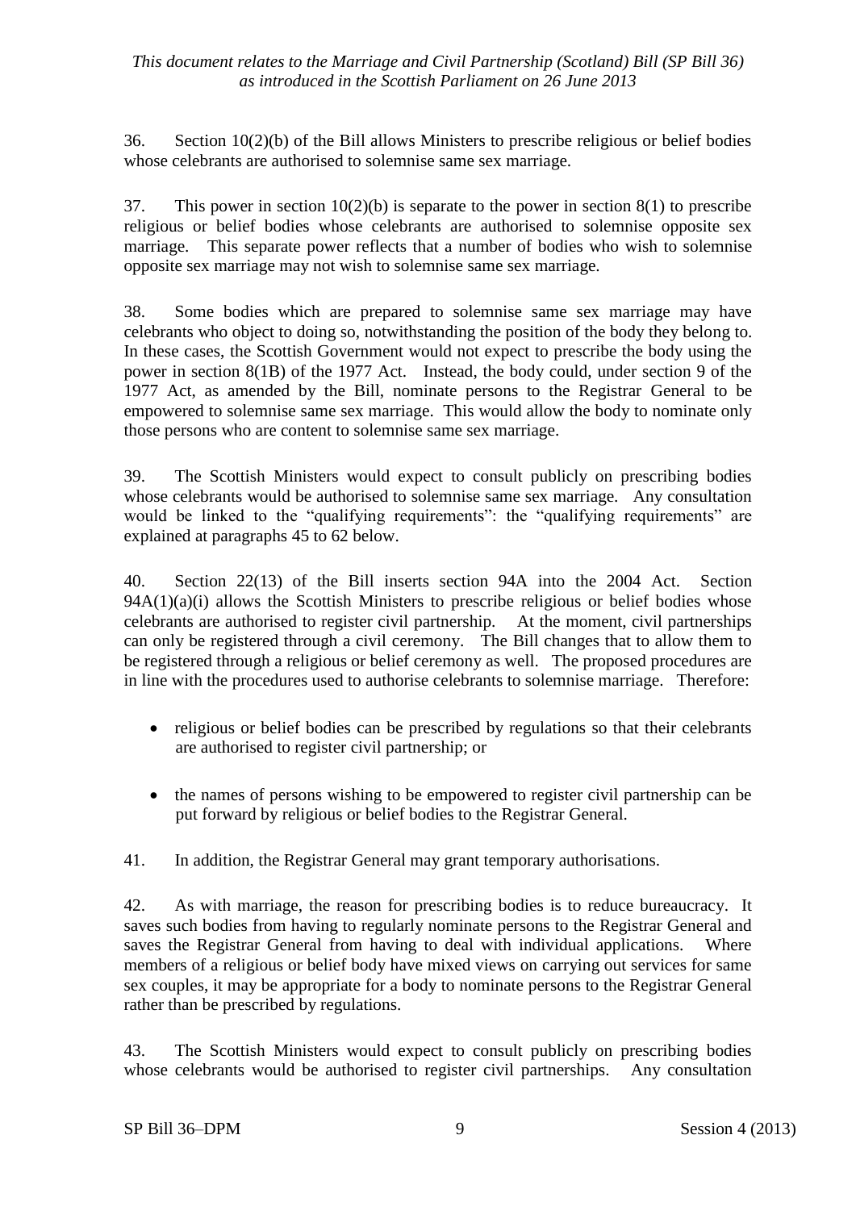36. Section 10(2)(b) of the Bill allows Ministers to prescribe religious or belief bodies whose celebrants are authorised to solemnise same sex marriage.

37. This power in section 10(2)(b) is separate to the power in section 8(1) to prescribe religious or belief bodies whose celebrants are authorised to solemnise opposite sex marriage. This separate power reflects that a number of bodies who wish to solemnise opposite sex marriage may not wish to solemnise same sex marriage.

38. Some bodies which are prepared to solemnise same sex marriage may have celebrants who object to doing so, notwithstanding the position of the body they belong to. In these cases, the Scottish Government would not expect to prescribe the body using the power in section 8(1B) of the 1977 Act. Instead, the body could, under section 9 of the 1977 Act, as amended by the Bill, nominate persons to the Registrar General to be empowered to solemnise same sex marriage. This would allow the body to nominate only those persons who are content to solemnise same sex marriage.

39. The Scottish Ministers would expect to consult publicly on prescribing bodies whose celebrants would be authorised to solemnise same sex marriage. Any consultation would be linked to the "qualifying requirements": the "qualifying requirements" are explained at paragraphs 45 to 62 below.

40. Section 22(13) of the Bill inserts section 94A into the 2004 Act. Section 94A(1)(a)(i) allows the Scottish Ministers to prescribe religious or belief bodies whose celebrants are authorised to register civil partnership. At the moment, civil partnerships can only be registered through a civil ceremony. The Bill changes that to allow them to be registered through a religious or belief ceremony as well. The proposed procedures are in line with the procedures used to authorise celebrants to solemnise marriage. Therefore:

- religious or belief bodies can be prescribed by regulations so that their celebrants are authorised to register civil partnership; or
- the names of persons wishing to be empowered to register civil partnership can be put forward by religious or belief bodies to the Registrar General.

41. In addition, the Registrar General may grant temporary authorisations.

42. As with marriage, the reason for prescribing bodies is to reduce bureaucracy. It saves such bodies from having to regularly nominate persons to the Registrar General and saves the Registrar General from having to deal with individual applications. Where members of a religious or belief body have mixed views on carrying out services for same sex couples, it may be appropriate for a body to nominate persons to the Registrar General rather than be prescribed by regulations.

43. The Scottish Ministers would expect to consult publicly on prescribing bodies whose celebrants would be authorised to register civil partnerships. Any consultation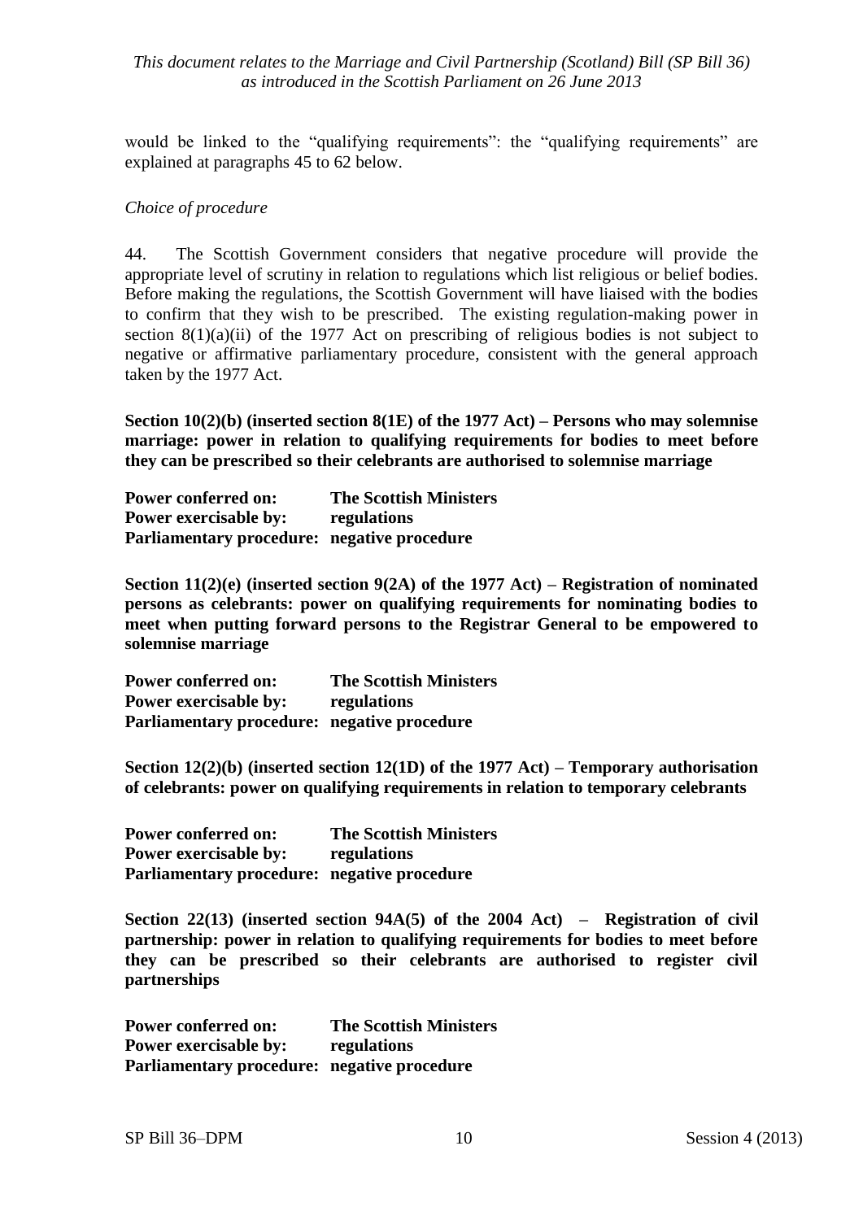would be linked to the "qualifying requirements": the "qualifying requirements" are explained at paragraphs 45 to 62 below.

*Choice of procedure*

44. The Scottish Government considers that negative procedure will provide the appropriate level of scrutiny in relation to regulations which list religious or belief bodies. Before making the regulations, the Scottish Government will have liaised with the bodies to confirm that they wish to be prescribed. The existing regulation-making power in section 8(1)(a)(ii) of the 1977 Act on prescribing of religious bodies is not subject to negative or affirmative parliamentary procedure, consistent with the general approach taken by the 1977 Act.

**Section 10(2)(b) (inserted section 8(1E) of the 1977 Act) – Persons who may solemnise marriage: power in relation to qualifying requirements for bodies to meet before they can be prescribed so their celebrants are authorised to solemnise marriage**

**Power conferred on:** **The Scottish Ministers**
**Power exercisable by:** **regulations**
**Parliamentary procedure:** **negative procedure**

**Section 11(2)(e) (inserted section 9(2A) of the 1977 Act) – Registration of nominated persons as celebrants: power on qualifying requirements for nominating bodies to meet when putting forward persons to the Registrar General to be empowered to solemnise marriage**

**Power conferred on:** **The Scottish Ministers**
**Power exercisable by:** **regulations**
**Parliamentary procedure:** **negative procedure**

**Section 12(2)(b) (inserted section 12(1D) of the 1977 Act) – Temporary authorisation of celebrants: power on qualifying requirements in relation to temporary celebrants**

**Power conferred on:** **The Scottish Ministers**
**Power exercisable by:** **regulations**
**Parliamentary procedure:** **negative procedure**

**Section 22(13) (inserted section 94A(5) of the 2004 Act) – Registration of civil partnership: power in relation to qualifying requirements for bodies to meet before they can be prescribed so their celebrants are authorised to register civil partnerships**

**Power conferred on:** **The Scottish Ministers**
**Power exercisable by:** **regulations**
**Parliamentary procedure:** **negative procedure**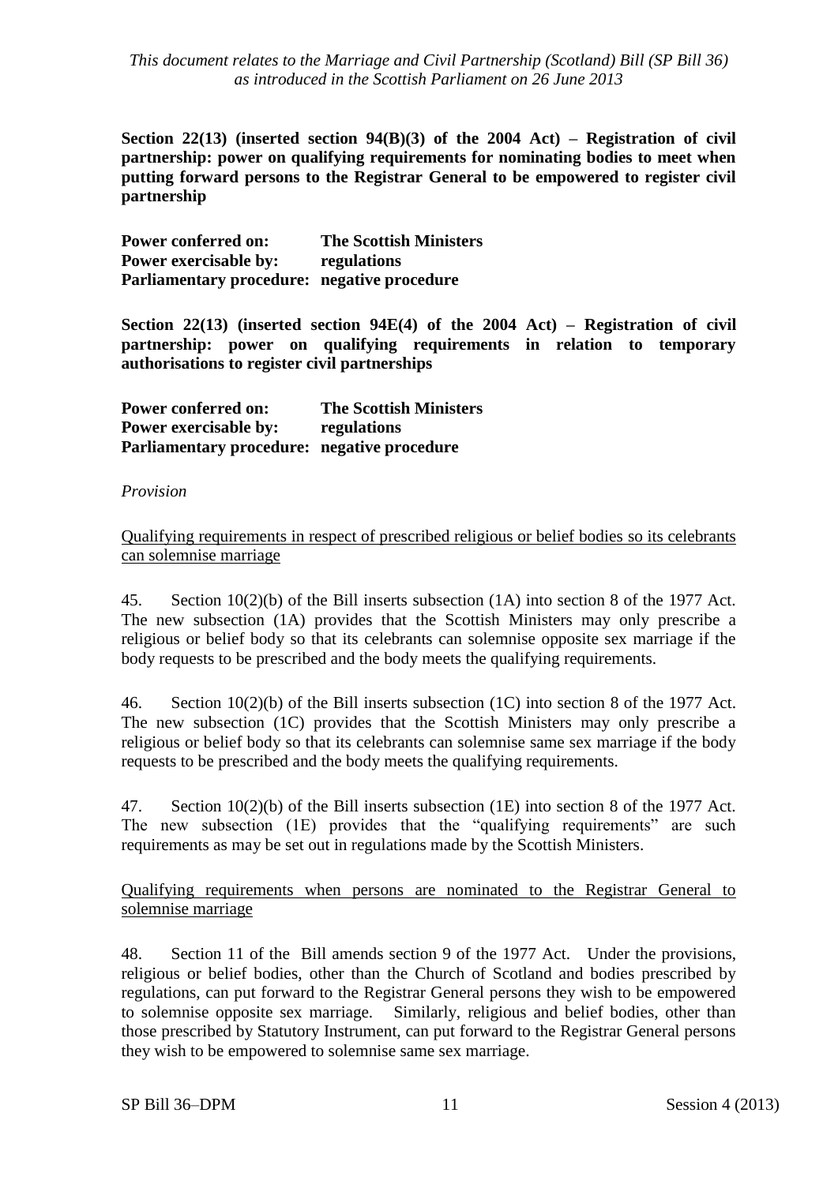**Section 22(13) (inserted section 94(B)(3) of the 2004 Act) – Registration of civil partnership: power on qualifying requirements for nominating bodies to meet when putting forward persons to the Registrar General to be empowered to register civil partnership**

**Power conferred on: The Scottish Ministers**
**Power exercisable by: regulations**
**Parliamentary procedure: negative procedure**

**Section 22(13) (inserted section 94E(4) of the 2004 Act) – Registration of civil partnership: power on qualifying requirements in relation to temporary authorisations to register civil partnerships**

**Power conferred on: The Scottish Ministers**
**Power exercisable by: regulations**
**Parliamentary procedure: negative procedure**

*Provision*

Qualifying requirements in respect of prescribed religious or belief bodies so its celebrants can solemnise marriage

45. Section 10(2)(b) of the Bill inserts subsection (1A) into section 8 of the 1977 Act. The new subsection (1A) provides that the Scottish Ministers may only prescribe a religious or belief body so that its celebrants can solemnise opposite sex marriage if the body requests to be prescribed and the body meets the qualifying requirements.

46. Section 10(2)(b) of the Bill inserts subsection (1C) into section 8 of the 1977 Act. The new subsection (1C) provides that the Scottish Ministers may only prescribe a religious or belief body so that its celebrants can solemnise same sex marriage if the body requests to be prescribed and the body meets the qualifying requirements.

47. Section 10(2)(b) of the Bill inserts subsection (1E) into section 8 of the 1977 Act. The new subsection (1E) provides that the "qualifying requirements" are such requirements as may be set out in regulations made by the Scottish Ministers.

Qualifying requirements when persons are nominated to the Registrar General to solemnise marriage

48. Section 11 of the Bill amends section 9 of the 1977 Act. Under the provisions, religious or belief bodies, other than the Church of Scotland and bodies prescribed by regulations, can put forward to the Registrar General persons they wish to be empowered to solemnise opposite sex marriage. Similarly, religious and belief bodies, other than those prescribed by Statutory Instrument, can put forward to the Registrar General persons they wish to be empowered to solemnise same sex marriage.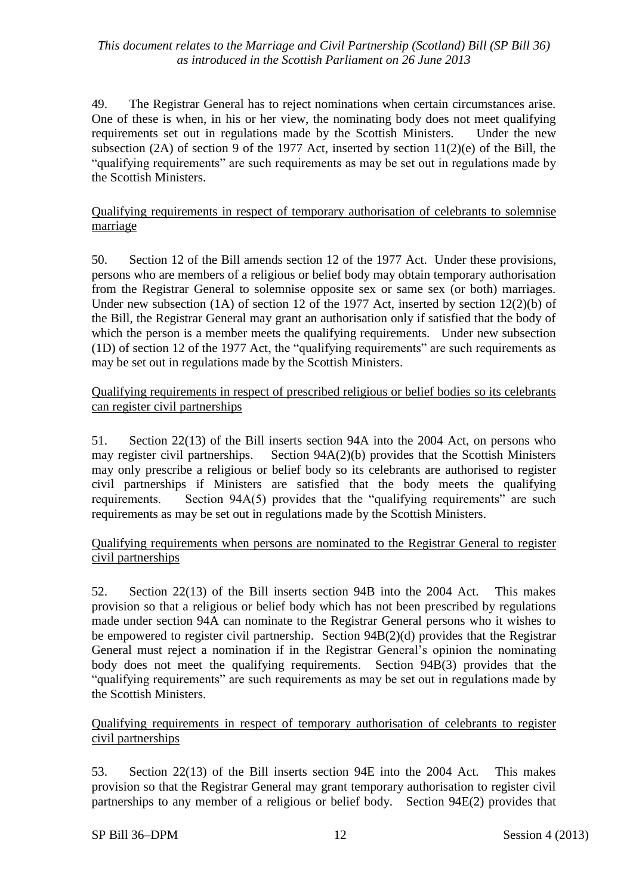49. The Registrar General has to reject nominations when certain circumstances arise. One of these is when, in his or her view, the nominating body does not meet qualifying requirements set out in regulations made by the Scottish Ministers. Under the new subsection (2A) of section 9 of the 1977 Act, inserted by section 11(2)(e) of the Bill, the "qualifying requirements" are such requirements as may be set out in regulations made by the Scottish Ministers.

Qualifying requirements in respect of temporary authorisation of celebrants to solemnise marriage

50. Section 12 of the Bill amends section 12 of the 1977 Act. Under these provisions, persons who are members of a religious or belief body may obtain temporary authorisation from the Registrar General to solemnise opposite sex or same sex (or both) marriages. Under new subsection (1A) of section 12 of the 1977 Act, inserted by section 12(2)(b) of the Bill, the Registrar General may grant an authorisation only if satisfied that the body of which the person is a member meets the qualifying requirements. Under new subsection (1D) of section 12 of the 1977 Act, the "qualifying requirements" are such requirements as may be set out in regulations made by the Scottish Ministers.

Qualifying requirements in respect of prescribed religious or belief bodies so its celebrants can register civil partnerships

51. Section 22(13) of the Bill inserts section 94A into the 2004 Act, on persons who may register civil partnerships. Section 94A(2)(b) provides that the Scottish Ministers may only prescribe a religious or belief body so its celebrants are authorised to register civil partnerships if Ministers are satisfied that the body meets the qualifying requirements. Section 94A(5) provides that the "qualifying requirements" are such requirements as may be set out in regulations made by the Scottish Ministers.

Qualifying requirements when persons are nominated to the Registrar General to register civil partnerships

52. Section 22(13) of the Bill inserts section 94B into the 2004 Act. This makes provision so that a religious or belief body which has not been prescribed by regulations made under section 94A can nominate to the Registrar General persons who it wishes to be empowered to register civil partnership. Section 94B(2)(d) provides that the Registrar General must reject a nomination if in the Registrar General's opinion the nominating body does not meet the qualifying requirements. Section 94B(3) provides that the "qualifying requirements" are such requirements as may be set out in regulations made by the Scottish Ministers.

Qualifying requirements in respect of temporary authorisation of celebrants to register civil partnerships

53. Section 22(13) of the Bill inserts section 94E into the 2004 Act. This makes provision so that the Registrar General may grant temporary authorisation to register civil partnerships to any member of a religious or belief body. Section 94E(2) provides that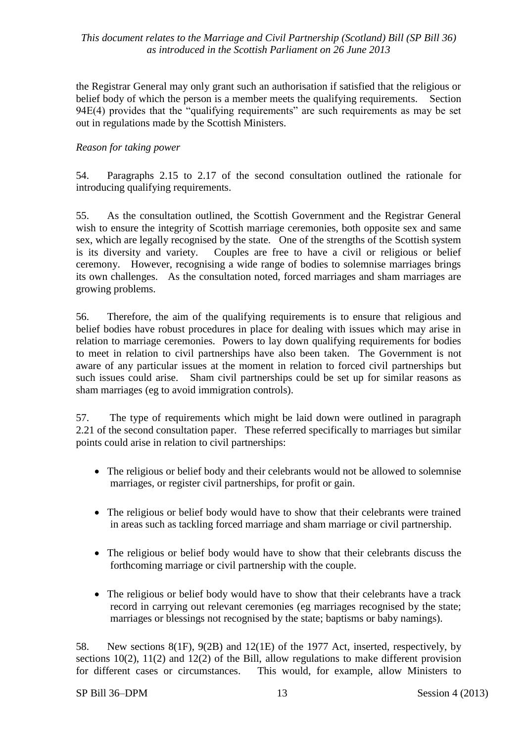the Registrar General may only grant such an authorisation if satisfied that the religious or belief body of which the person is a member meets the qualifying requirements. Section 94E(4) provides that the "qualifying requirements" are such requirements as may be set out in regulations made by the Scottish Ministers.

*Reason for taking power*

54. Paragraphs 2.15 to 2.17 of the second consultation outlined the rationale for introducing qualifying requirements.

55. As the consultation outlined, the Scottish Government and the Registrar General wish to ensure the integrity of Scottish marriage ceremonies, both opposite sex and same sex, which are legally recognised by the state. One of the strengths of the Scottish system is its diversity and variety. Couples are free to have a civil or religious or belief ceremony. However, recognising a wide range of bodies to solemnise marriages brings its own challenges. As the consultation noted, forced marriages and sham marriages are growing problems.

56. Therefore, the aim of the qualifying requirements is to ensure that religious and belief bodies have robust procedures in place for dealing with issues which may arise in relation to marriage ceremonies. Powers to lay down qualifying requirements for bodies to meet in relation to civil partnerships have also been taken. The Government is not aware of any particular issues at the moment in relation to forced civil partnerships but such issues could arise. Sham civil partnerships could be set up for similar reasons as sham marriages (eg to avoid immigration controls).

57. The type of requirements which might be laid down were outlined in paragraph 2.21 of the second consultation paper. These referred specifically to marriages but similar points could arise in relation to civil partnerships:

- The religious or belief body and their celebrants would not be allowed to solemnise marriages, or register civil partnerships, for profit or gain.
- The religious or belief body would have to show that their celebrants were trained in areas such as tackling forced marriage and sham marriage or civil partnership.
- The religious or belief body would have to show that their celebrants discuss the forthcoming marriage or civil partnership with the couple.
- The religious or belief body would have to show that their celebrants have a track record in carrying out relevant ceremonies (eg marriages recognised by the state; marriages or blessings not recognised by the state; baptisms or baby namings).

58. New sections 8(1F), 9(2B) and 12(1E) of the 1977 Act, inserted, respectively, by sections 10(2), 11(2) and 12(2) of the Bill, allow regulations to make different provision for different cases or circumstances. This would, for example, allow Ministers to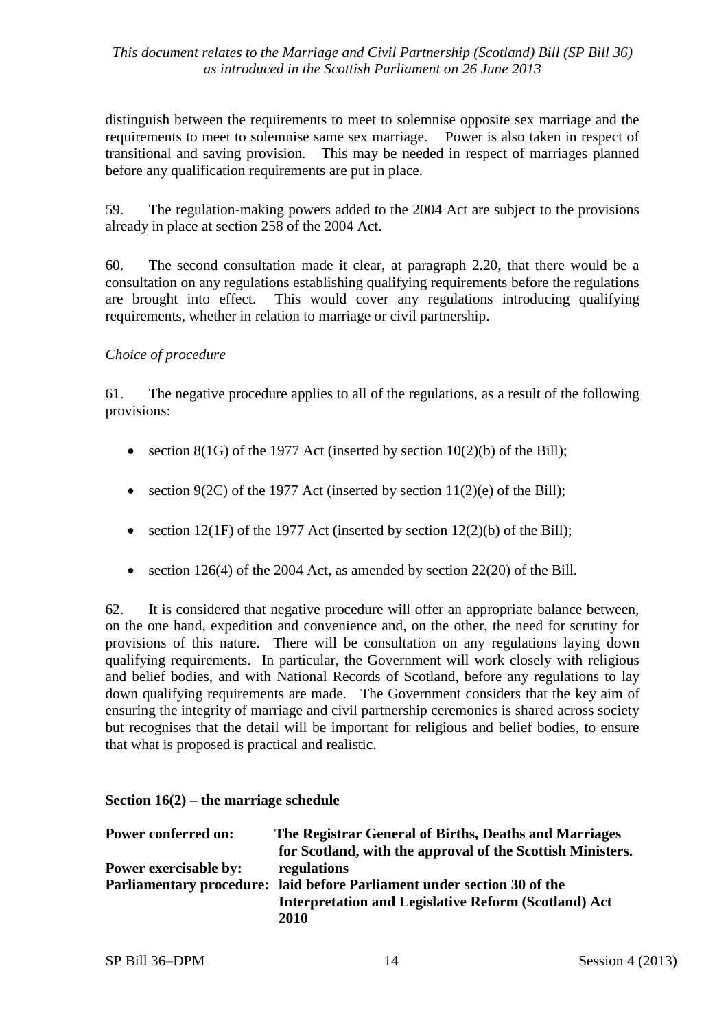distinguish between the requirements to meet to solemnise opposite sex marriage and the requirements to meet to solemnise same sex marriage. Power is also taken in respect of transitional and saving provision. This may be needed in respect of marriages planned before any qualification requirements are put in place.

59. The regulation-making powers added to the 2004 Act are subject to the provisions already in place at section 258 of the 2004 Act.

60. The second consultation made it clear, at paragraph 2.20, that there would be a consultation on any regulations establishing qualifying requirements before the regulations are brought into effect. This would cover any regulations introducing qualifying requirements, whether in relation to marriage or civil partnership.

*Choice of procedure*

61. The negative procedure applies to all of the regulations, as a result of the following provisions:

- section 8(1G) of the 1977 Act (inserted by section 10(2)(b) of the Bill);
- section 9(2C) of the 1977 Act (inserted by section 11(2)(e) of the Bill);
- section 12(1F) of the 1977 Act (inserted by section 12(2)(b) of the Bill);
- section 126(4) of the 2004 Act, as amended by section 22(20) of the Bill.

62. It is considered that negative procedure will offer an appropriate balance between, on the one hand, expedition and convenience and, on the other, the need for scrutiny for provisions of this nature. There will be consultation on any regulations laying down qualifying requirements. In particular, the Government will work closely with religious and belief bodies, and with National Records of Scotland, before any regulations to lay down qualifying requirements are made. The Government considers that the key aim of ensuring the integrity of marriage and civil partnership ceremonies is shared across society but recognises that the detail will be important for religious and belief bodies, to ensure that what is proposed is practical and realistic.

**Section 16(2) – the marriage schedule**

**Power conferred on:** **The Registrar General of Births, Deaths and Marriages for Scotland, with the approval of the Scottish Ministers.**
**Power exercisable by:** **regulations**
**Parliamentary procedure:** **laid before Parliament under section 30 of the Interpretation and Legislative Reform (Scotland) Act 2010**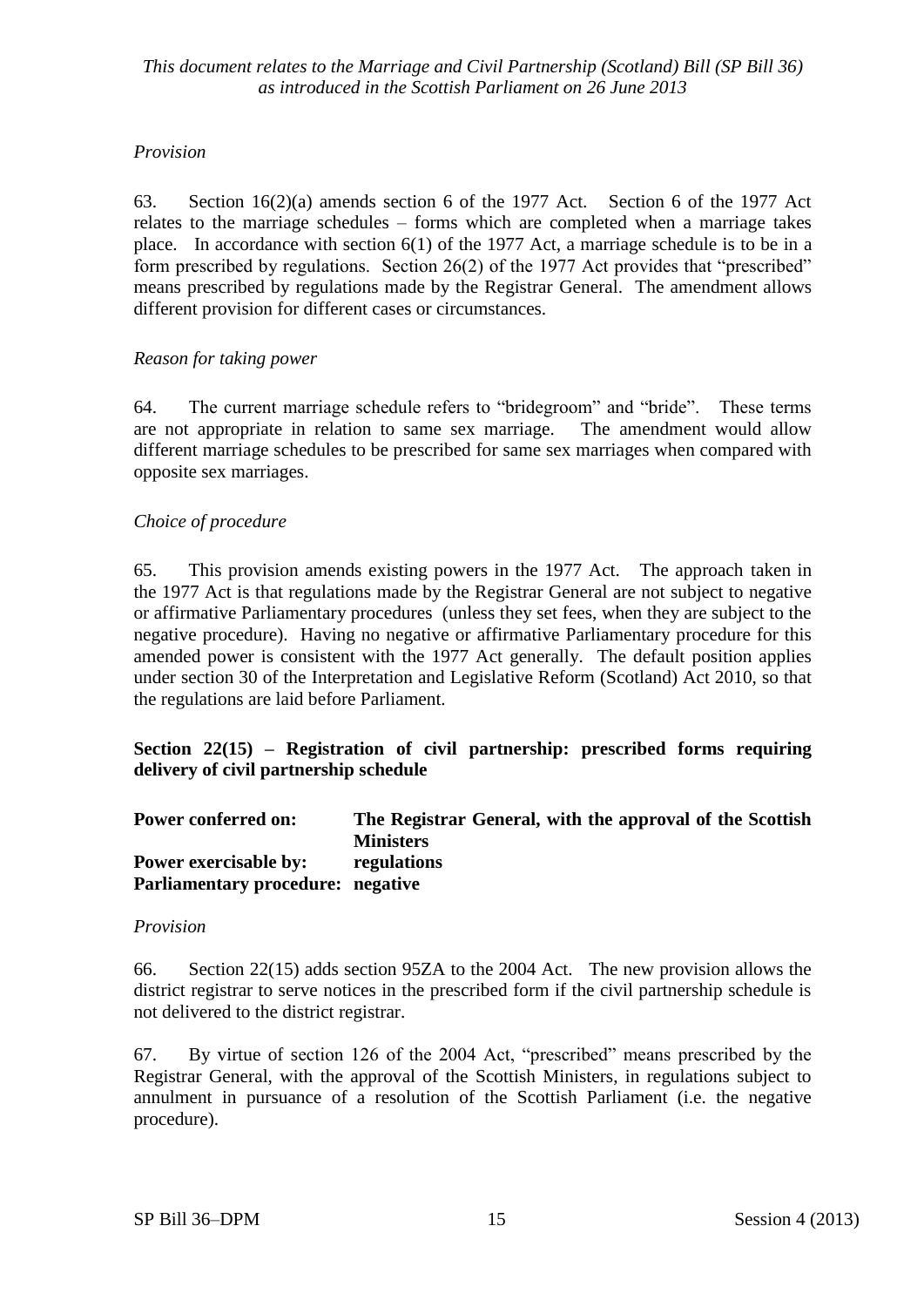*Provision*

63. Section 16(2)(a) amends section 6 of the 1977 Act. Section 6 of the 1977 Act relates to the marriage schedules – forms which are completed when a marriage takes place. In accordance with section 6(1) of the 1977 Act, a marriage schedule is to be in a form prescribed by regulations. Section 26(2) of the 1977 Act provides that "prescribed" means prescribed by regulations made by the Registrar General. The amendment allows different provision for different cases or circumstances.

*Reason for taking power*

64. The current marriage schedule refers to "bridegroom" and "bride". These terms are not appropriate in relation to same sex marriage. The amendment would allow different marriage schedules to be prescribed for same sex marriages when compared with opposite sex marriages.

*Choice of procedure*

65. This provision amends existing powers in the 1977 Act. The approach taken in the 1977 Act is that regulations made by the Registrar General are not subject to negative or affirmative Parliamentary procedures (unless they set fees, when they are subject to the negative procedure). Having no negative or affirmative Parliamentary procedure for this amended power is consistent with the 1977 Act generally. The default position applies under section 30 of the Interpretation and Legislative Reform (Scotland) Act 2010, so that the regulations are laid before Parliament.

**Section 22(15) – Registration of civil partnership: prescribed forms requiring delivery of civil partnership schedule**

| | |
|---|---|
| **Power conferred on:** | **The Registrar General, with the approval of the Scottish Ministers** |
| **Power exercisable by:** | **regulations** |
| **Parliamentary procedure:** | **negative** |

*Provision*

66. Section 22(15) adds section 95ZA to the 2004 Act. The new provision allows the district registrar to serve notices in the prescribed form if the civil partnership schedule is not delivered to the district registrar.

67. By virtue of section 126 of the 2004 Act, "prescribed" means prescribed by the Registrar General, with the approval of the Scottish Ministers, in regulations subject to annulment in pursuance of a resolution of the Scottish Parliament (i.e. the negative procedure).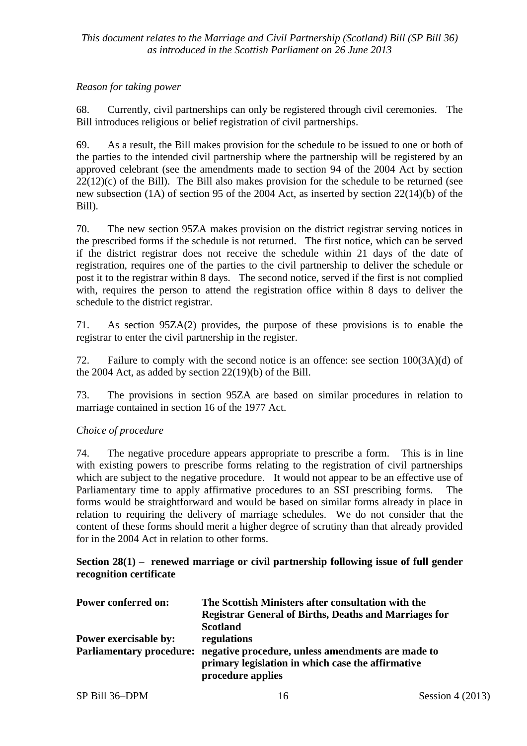*Reason for taking power*

68. Currently, civil partnerships can only be registered through civil ceremonies. The Bill introduces religious or belief registration of civil partnerships.

69. As a result, the Bill makes provision for the schedule to be issued to one or both of the parties to the intended civil partnership where the partnership will be registered by an approved celebrant (see the amendments made to section 94 of the 2004 Act by section 22(12)(c) of the Bill). The Bill also makes provision for the schedule to be returned (see new subsection (1A) of section 95 of the 2004 Act, as inserted by section 22(14)(b) of the Bill).

70. The new section 95ZA makes provision on the district registrar serving notices in the prescribed forms if the schedule is not returned. The first notice, which can be served if the district registrar does not receive the schedule within 21 days of the date of registration, requires one of the parties to the civil partnership to deliver the schedule or post it to the registrar within 8 days. The second notice, served if the first is not complied with, requires the person to attend the registration office within 8 days to deliver the schedule to the district registrar.

71. As section 95ZA(2) provides, the purpose of these provisions is to enable the registrar to enter the civil partnership in the register.

72. Failure to comply with the second notice is an offence: see section 100(3A)(d) of the 2004 Act, as added by section 22(19)(b) of the Bill.

73. The provisions in section 95ZA are based on similar procedures in relation to marriage contained in section 16 of the 1977 Act.

*Choice of procedure*

74. The negative procedure appears appropriate to prescribe a form. This is in line with existing powers to prescribe forms relating to the registration of civil partnerships which are subject to the negative procedure. It would not appear to be an effective use of Parliamentary time to apply affirmative procedures to an SSI prescribing forms. The forms would be straightforward and would be based on similar forms already in place in relation to requiring the delivery of marriage schedules. We do not consider that the content of these forms should merit a higher degree of scrutiny than that already provided for in the 2004 Act in relation to other forms.

**Section 28(1) – renewed marriage or civil partnership following issue of full gender recognition certificate**

| | |
|---|---|
| **Power conferred on:** | **The Scottish Ministers after consultation with the Registrar General of Births, Deaths and Marriages for Scotland** |
| **Power exercisable by:** | **regulations** |
| **Parliamentary procedure:** | **negative procedure, unless amendments are made to primary legislation in which case the affirmative procedure applies** |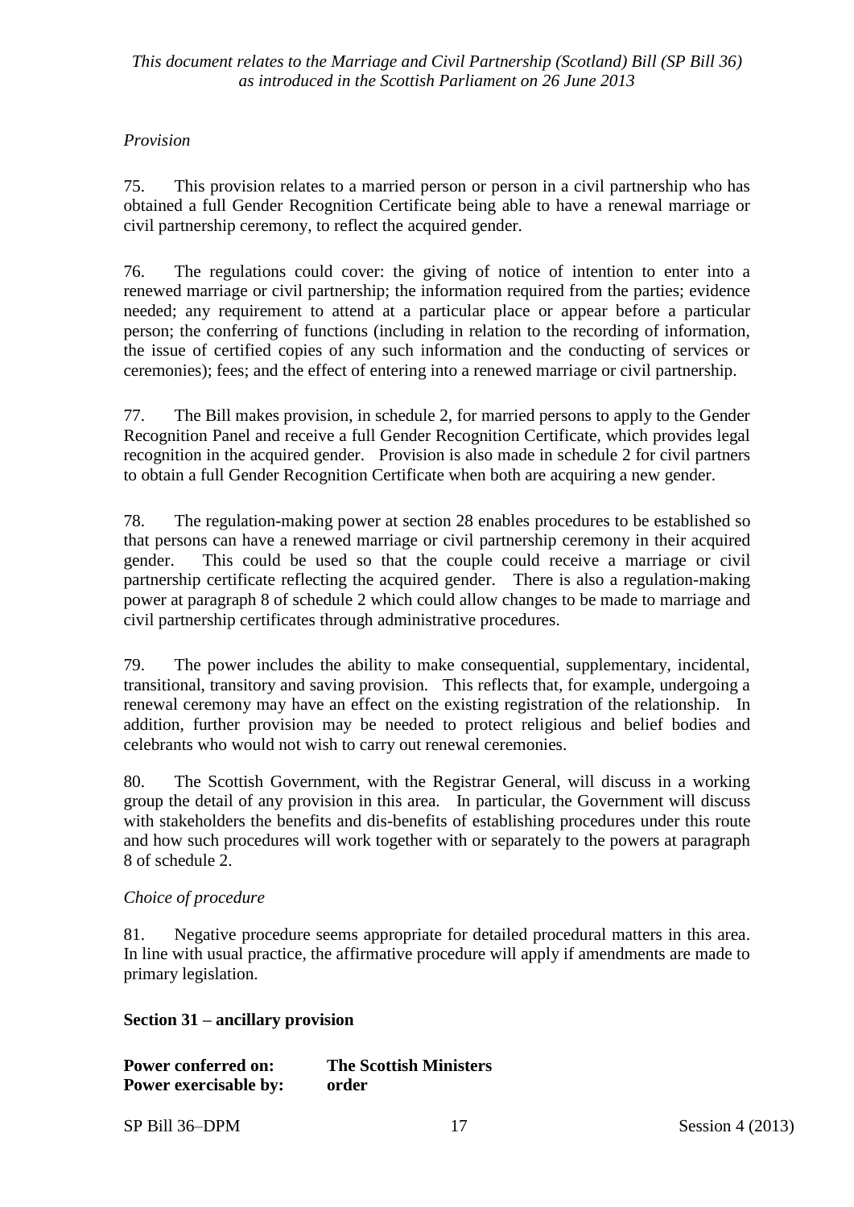*Provision*

75. This provision relates to a married person or person in a civil partnership who has obtained a full Gender Recognition Certificate being able to have a renewal marriage or civil partnership ceremony, to reflect the acquired gender.

76. The regulations could cover: the giving of notice of intention to enter into a renewed marriage or civil partnership; the information required from the parties; evidence needed; any requirement to attend at a particular place or appear before a particular person; the conferring of functions (including in relation to the recording of information, the issue of certified copies of any such information and the conducting of services or ceremonies); fees; and the effect of entering into a renewed marriage or civil partnership.

77. The Bill makes provision, in schedule 2, for married persons to apply to the Gender Recognition Panel and receive a full Gender Recognition Certificate, which provides legal recognition in the acquired gender. Provision is also made in schedule 2 for civil partners to obtain a full Gender Recognition Certificate when both are acquiring a new gender.

78. The regulation-making power at section 28 enables procedures to be established so that persons can have a renewed marriage or civil partnership ceremony in their acquired gender. This could be used so that the couple could receive a marriage or civil partnership certificate reflecting the acquired gender. There is also a regulation-making power at paragraph 8 of schedule 2 which could allow changes to be made to marriage and civil partnership certificates through administrative procedures.

79. The power includes the ability to make consequential, supplementary, incidental, transitional, transitory and saving provision. This reflects that, for example, undergoing a renewal ceremony may have an effect on the existing registration of the relationship. In addition, further provision may be needed to protect religious and belief bodies and celebrants who would not wish to carry out renewal ceremonies.

80. The Scottish Government, with the Registrar General, will discuss in a working group the detail of any provision in this area. In particular, the Government will discuss with stakeholders the benefits and dis-benefits of establishing procedures under this route and how such procedures will work together with or separately to the powers at paragraph 8 of schedule 2.

*Choice of procedure*

81. Negative procedure seems appropriate for detailed procedural matters in this area. In line with usual practice, the affirmative procedure will apply if amendments are made to primary legislation.

**Section 31 – ancillary provision**

**Power conferred on:** **The Scottish Ministers**
**Power exercisable by:** **order**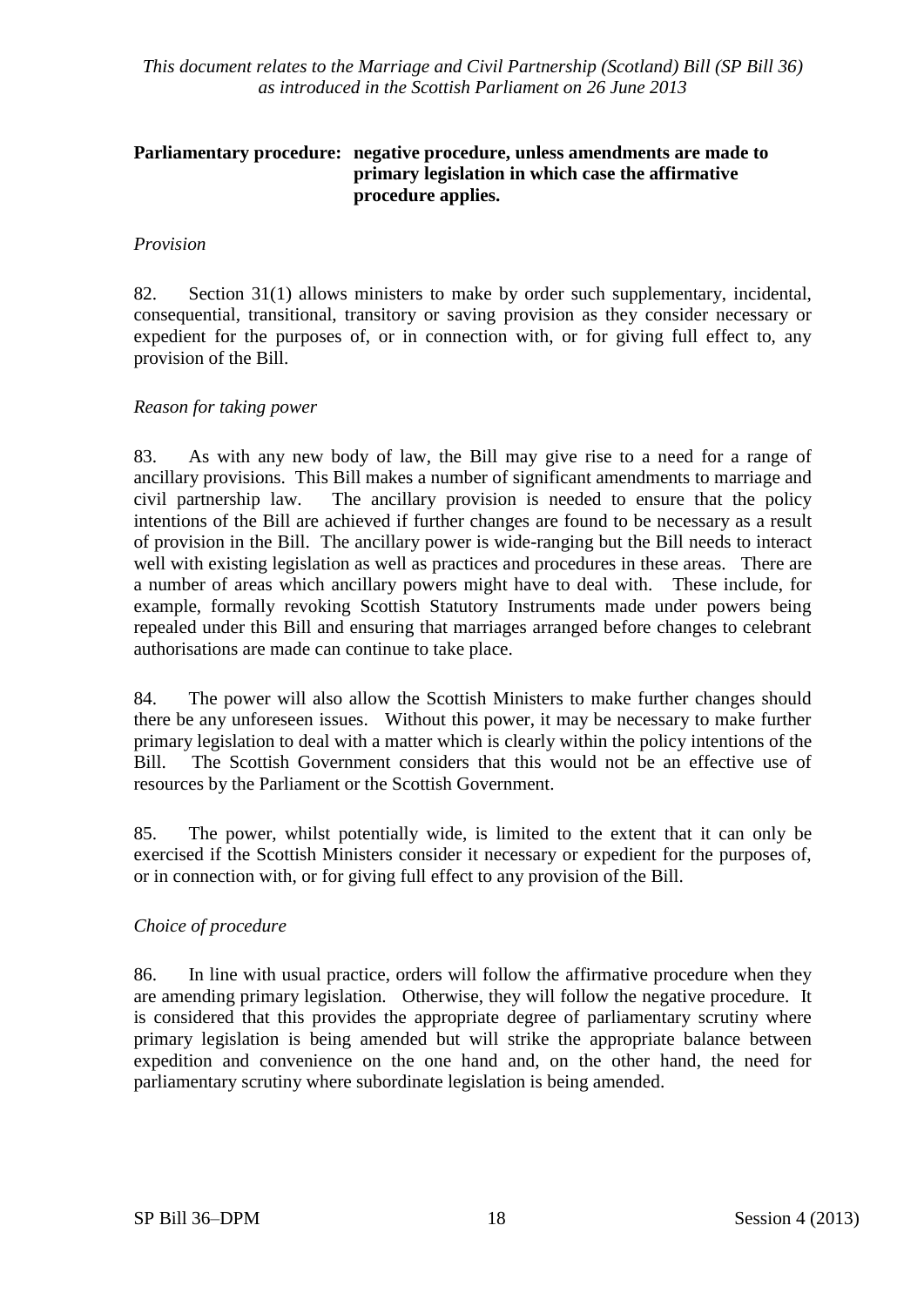**Parliamentary procedure: negative procedure, unless amendments are made to primary legislation in which case the affirmative procedure applies.**

*Provision*

82. Section 31(1) allows ministers to make by order such supplementary, incidental, consequential, transitional, transitory or saving provision as they consider necessary or expedient for the purposes of, or in connection with, or for giving full effect to, any provision of the Bill.

*Reason for taking power*

83. As with any new body of law, the Bill may give rise to a need for a range of ancillary provisions. This Bill makes a number of significant amendments to marriage and civil partnership law. The ancillary provision is needed to ensure that the policy intentions of the Bill are achieved if further changes are found to be necessary as a result of provision in the Bill. The ancillary power is wide-ranging but the Bill needs to interact well with existing legislation as well as practices and procedures in these areas. There are a number of areas which ancillary powers might have to deal with. These include, for example, formally revoking Scottish Statutory Instruments made under powers being repealed under this Bill and ensuring that marriages arranged before changes to celebrant authorisations are made can continue to take place.

84. The power will also allow the Scottish Ministers to make further changes should there be any unforeseen issues. Without this power, it may be necessary to make further primary legislation to deal with a matter which is clearly within the policy intentions of the Bill. The Scottish Government considers that this would not be an effective use of resources by the Parliament or the Scottish Government.

85. The power, whilst potentially wide, is limited to the extent that it can only be exercised if the Scottish Ministers consider it necessary or expedient for the purposes of, or in connection with, or for giving full effect to any provision of the Bill.

*Choice of procedure*

86. In line with usual practice, orders will follow the affirmative procedure when they are amending primary legislation. Otherwise, they will follow the negative procedure. It is considered that this provides the appropriate degree of parliamentary scrutiny where primary legislation is being amended but will strike the appropriate balance between expedition and convenience on the one hand and, on the other hand, the need for parliamentary scrutiny where subordinate legislation is being amended.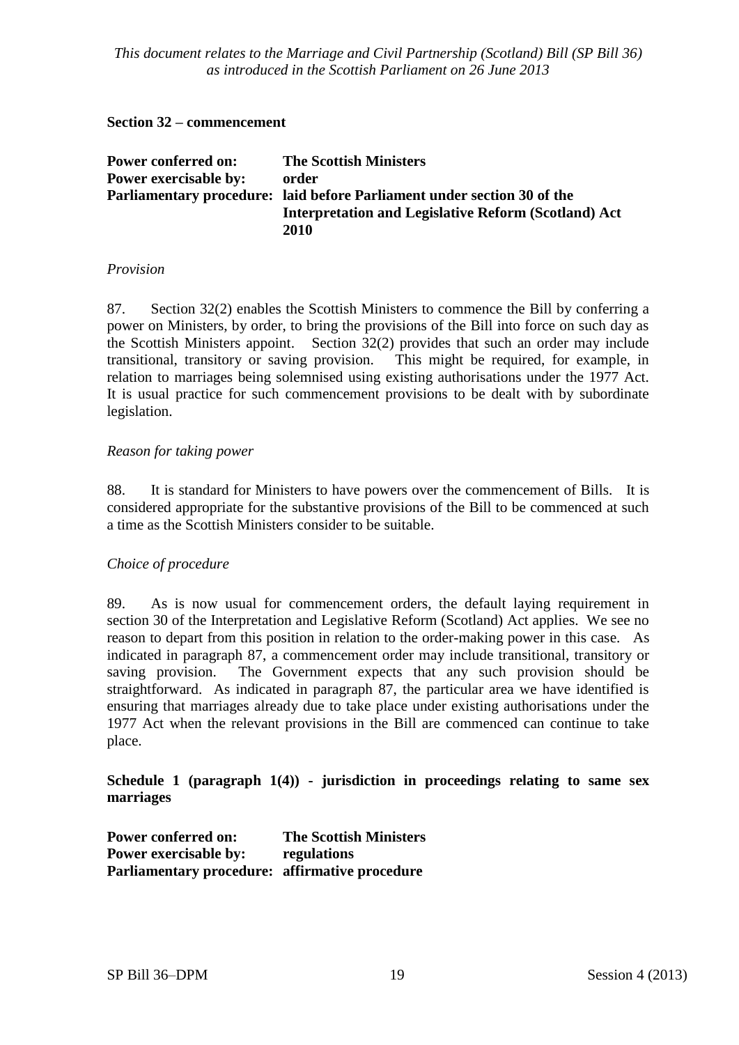**Section 32 – commencement**

**Power conferred on:** **The Scottish Ministers**
**Power exercisable by:** **order**
**Parliamentary procedure:** **laid before Parliament under section 30 of the Interpretation and Legislative Reform (Scotland) Act 2010**

*Provision*

87. Section 32(2) enables the Scottish Ministers to commence the Bill by conferring a power on Ministers, by order, to bring the provisions of the Bill into force on such day as the Scottish Ministers appoint. Section 32(2) provides that such an order may include transitional, transitory or saving provision. This might be required, for example, in relation to marriages being solemnised using existing authorisations under the 1977 Act. It is usual practice for such commencement provisions to be dealt with by subordinate legislation.

*Reason for taking power*

88. It is standard for Ministers to have powers over the commencement of Bills. It is considered appropriate for the substantive provisions of the Bill to be commenced at such a time as the Scottish Ministers consider to be suitable.

*Choice of procedure*

89. As is now usual for commencement orders, the default laying requirement in section 30 of the Interpretation and Legislative Reform (Scotland) Act applies. We see no reason to depart from this position in relation to the order-making power in this case. As indicated in paragraph 87, a commencement order may include transitional, transitory or saving provision. The Government expects that any such provision should be straightforward. As indicated in paragraph 87, the particular area we have identified is ensuring that marriages already due to take place under existing authorisations under the 1977 Act when the relevant provisions in the Bill are commenced can continue to take place.

**Schedule 1 (paragraph 1(4)) - jurisdiction in proceedings relating to same sex marriages**

**Power conferred on:** **The Scottish Ministers**
**Power exercisable by:** **regulations**
**Parliamentary procedure:** **affirmative procedure**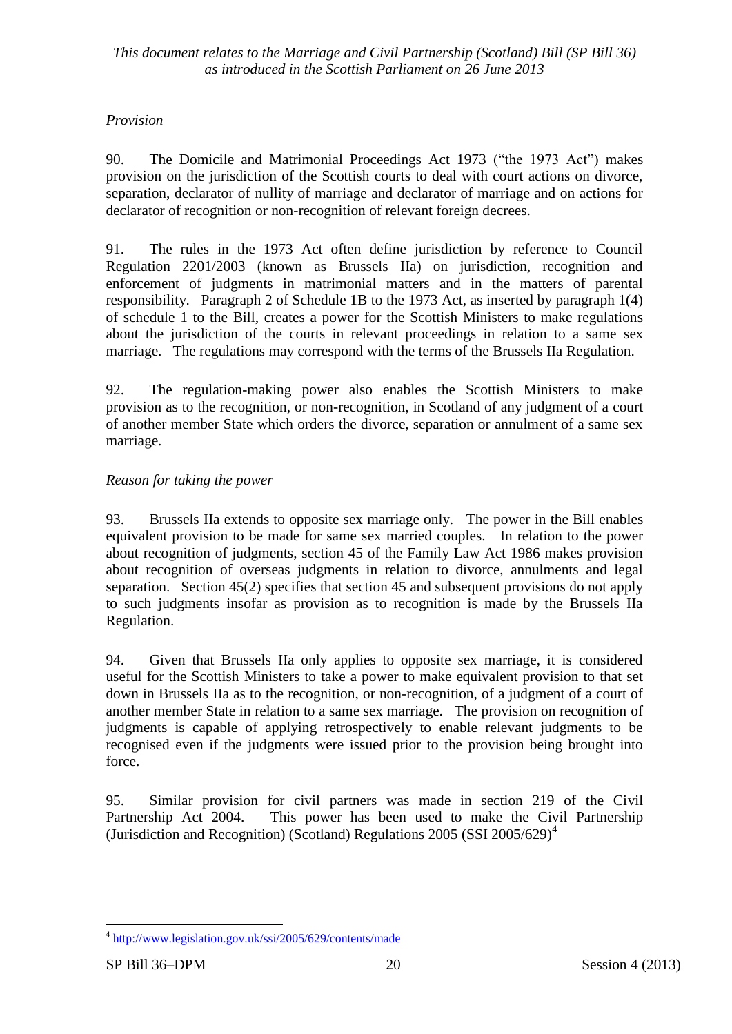*Provision*

90. The Domicile and Matrimonial Proceedings Act 1973 ("the 1973 Act") makes provision on the jurisdiction of the Scottish courts to deal with court actions on divorce, separation, declarator of nullity of marriage and declarator of marriage and on actions for declarator of recognition or non-recognition of relevant foreign decrees.

91. The rules in the 1973 Act often define jurisdiction by reference to Council Regulation 2201/2003 (known as Brussels IIa) on jurisdiction, recognition and enforcement of judgments in matrimonial matters and in the matters of parental responsibility. Paragraph 2 of Schedule 1B to the 1973 Act, as inserted by paragraph 1(4) of schedule 1 to the Bill, creates a power for the Scottish Ministers to make regulations about the jurisdiction of the courts in relevant proceedings in relation to a same sex marriage. The regulations may correspond with the terms of the Brussels IIa Regulation.

92. The regulation-making power also enables the Scottish Ministers to make provision as to the recognition, or non-recognition, in Scotland of any judgment of a court of another member State which orders the divorce, separation or annulment of a same sex marriage.

*Reason for taking the power*

93. Brussels IIa extends to opposite sex marriage only. The power in the Bill enables equivalent provision to be made for same sex married couples. In relation to the power about recognition of judgments, section 45 of the Family Law Act 1986 makes provision about recognition of overseas judgments in relation to divorce, annulments and legal separation. Section 45(2) specifies that section 45 and subsequent provisions do not apply to such judgments insofar as provision as to recognition is made by the Brussels IIa Regulation.

94. Given that Brussels IIa only applies to opposite sex marriage, it is considered useful for the Scottish Ministers to take a power to make equivalent provision to that set down in Brussels IIa as to the recognition, or non-recognition, of a judgment of a court of another member State in relation to a same sex marriage. The provision on recognition of judgments is capable of applying retrospectively to enable relevant judgments to be recognised even if the judgments were issued prior to the provision being brought into force.

95. Similar provision for civil partners was made in section 219 of the Civil Partnership Act 2004. This power has been used to make the Civil Partnership (Jurisdiction and Recognition) (Scotland) Regulations 2005 (SSI 2005/629)[4]

[4] http://www.legislation.gov.uk/ssi/2005/629/contents/made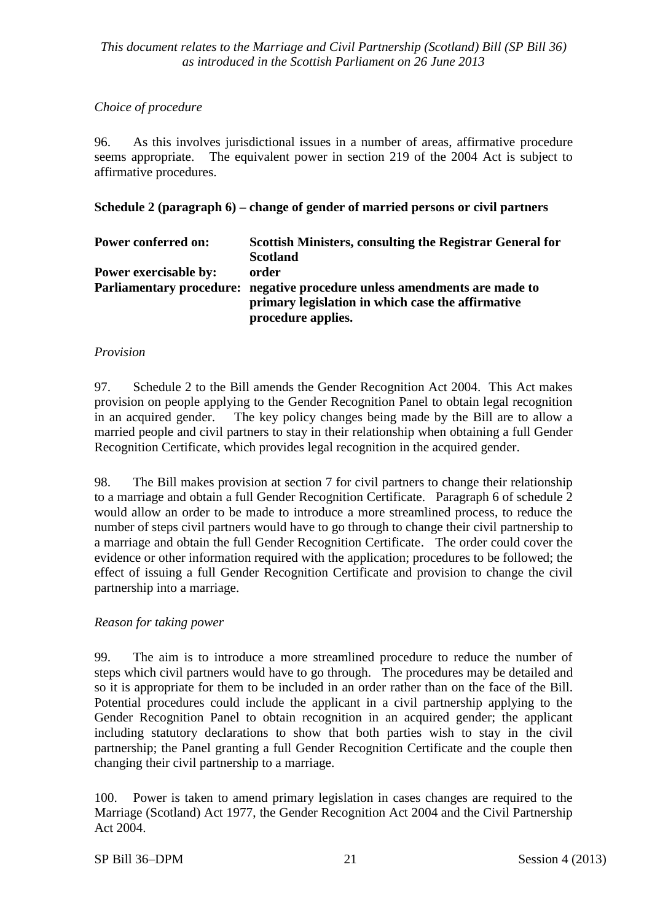*Choice of procedure*

96. As this involves jurisdictional issues in a number of areas, affirmative procedure seems appropriate. The equivalent power in section 219 of the 2004 Act is subject to affirmative procedures.

**Schedule 2 (paragraph 6) – change of gender of married persons or civil partners**

| | |
|---|---|
| **Power conferred on:** | **Scottish Ministers, consulting the Registrar General for Scotland** |
| **Power exercisable by:** | **order** |
| **Parliamentary procedure:** | **negative procedure unless amendments are made to primary legislation in which case the affirmative procedure applies.** |

*Provision*

97. Schedule 2 to the Bill amends the Gender Recognition Act 2004. This Act makes provision on people applying to the Gender Recognition Panel to obtain legal recognition in an acquired gender. The key policy changes being made by the Bill are to allow a married people and civil partners to stay in their relationship when obtaining a full Gender Recognition Certificate, which provides legal recognition in the acquired gender.

98. The Bill makes provision at section 7 for civil partners to change their relationship to a marriage and obtain a full Gender Recognition Certificate. Paragraph 6 of schedule 2 would allow an order to be made to introduce a more streamlined process, to reduce the number of steps civil partners would have to go through to change their civil partnership to a marriage and obtain the full Gender Recognition Certificate. The order could cover the evidence or other information required with the application; procedures to be followed; the effect of issuing a full Gender Recognition Certificate and provision to change the civil partnership into a marriage.

*Reason for taking power*

99. The aim is to introduce a more streamlined procedure to reduce the number of steps which civil partners would have to go through. The procedures may be detailed and so it is appropriate for them to be included in an order rather than on the face of the Bill. Potential procedures could include the applicant in a civil partnership applying to the Gender Recognition Panel to obtain recognition in an acquired gender; the applicant including statutory declarations to show that both parties wish to stay in the civil partnership; the Panel granting a full Gender Recognition Certificate and the couple then changing their civil partnership to a marriage.

100. Power is taken to amend primary legislation in cases changes are required to the Marriage (Scotland) Act 1977, the Gender Recognition Act 2004 and the Civil Partnership Act 2004.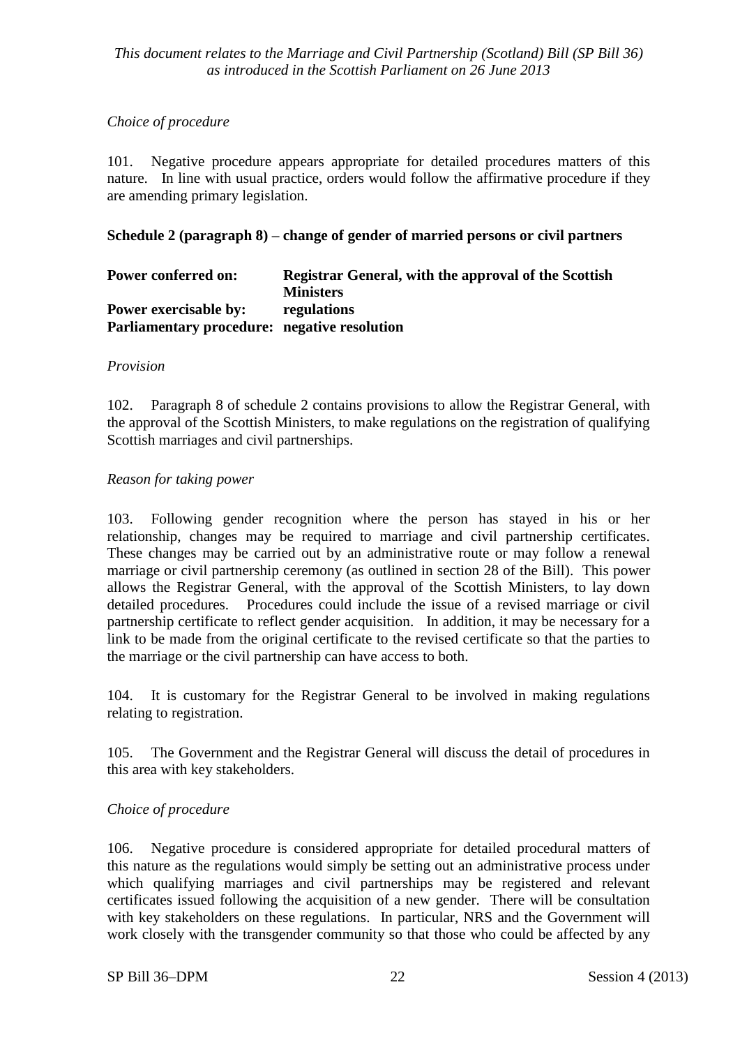*Choice of procedure*

101. Negative procedure appears appropriate for detailed procedures matters of this nature. In line with usual practice, orders would follow the affirmative procedure if they are amending primary legislation.

**Schedule 2 (paragraph 8) – change of gender of married persons or civil partners**

**Power conferred on:** **Registrar General, with the approval of the Scottish Ministers**
**Power exercisable by:** **regulations**
**Parliamentary procedure:** **negative resolution**

*Provision*

102. Paragraph 8 of schedule 2 contains provisions to allow the Registrar General, with the approval of the Scottish Ministers, to make regulations on the registration of qualifying Scottish marriages and civil partnerships.

*Reason for taking power*

103. Following gender recognition where the person has stayed in his or her relationship, changes may be required to marriage and civil partnership certificates. These changes may be carried out by an administrative route or may follow a renewal marriage or civil partnership ceremony (as outlined in section 28 of the Bill). This power allows the Registrar General, with the approval of the Scottish Ministers, to lay down detailed procedures. Procedures could include the issue of a revised marriage or civil partnership certificate to reflect gender acquisition. In addition, it may be necessary for a link to be made from the original certificate to the revised certificate so that the parties to the marriage or the civil partnership can have access to both.

104. It is customary for the Registrar General to be involved in making regulations relating to registration.

105. The Government and the Registrar General will discuss the detail of procedures in this area with key stakeholders.

*Choice of procedure*

106. Negative procedure is considered appropriate for detailed procedural matters of this nature as the regulations would simply be setting out an administrative process under which qualifying marriages and civil partnerships may be registered and relevant certificates issued following the acquisition of a new gender. There will be consultation with key stakeholders on these regulations. In particular, NRS and the Government will work closely with the transgender community so that those who could be affected by any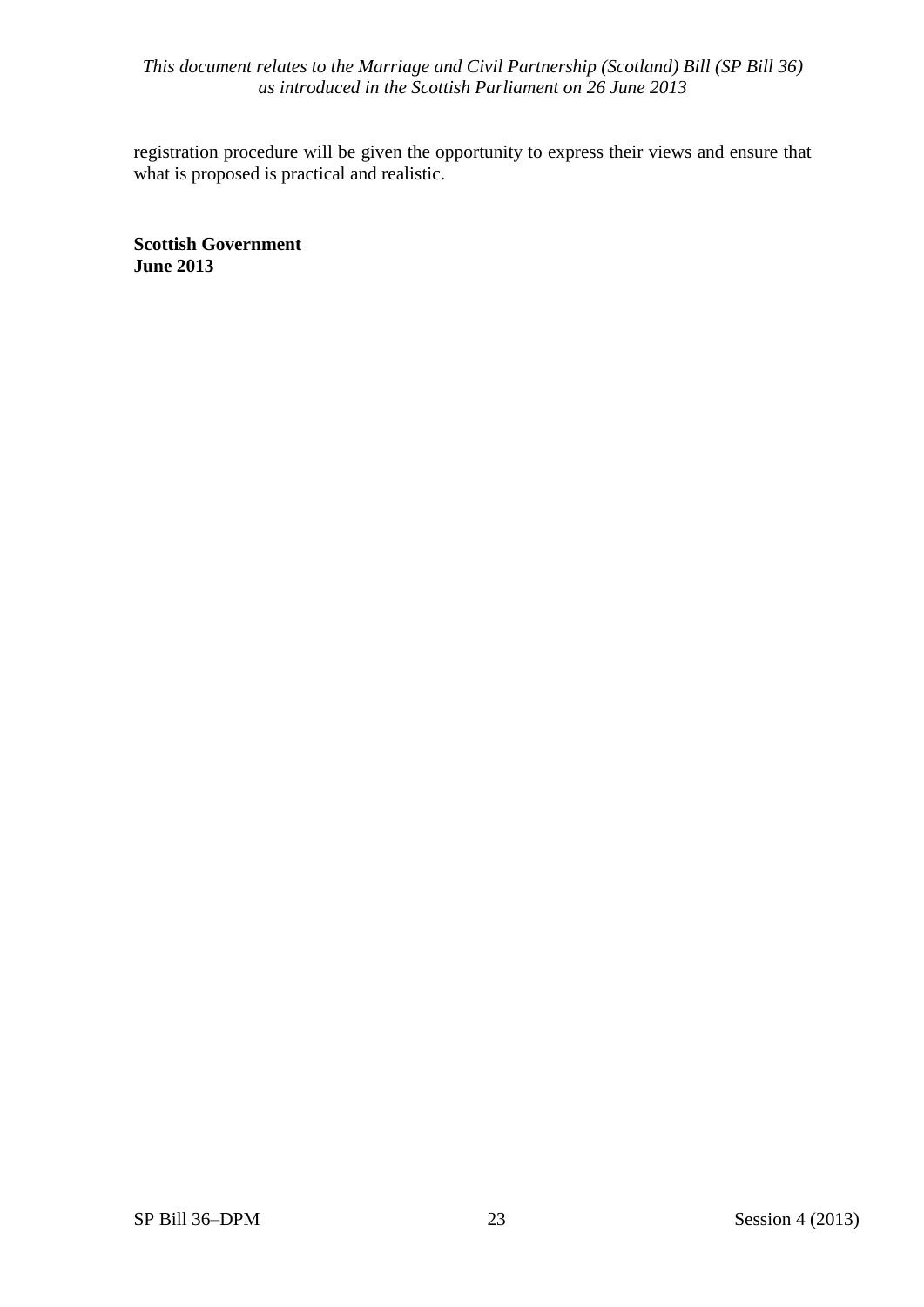registration procedure will be given the opportunity to express their views and ensure that what is proposed is practical and realistic.

**Scottish Government**
**June 2013**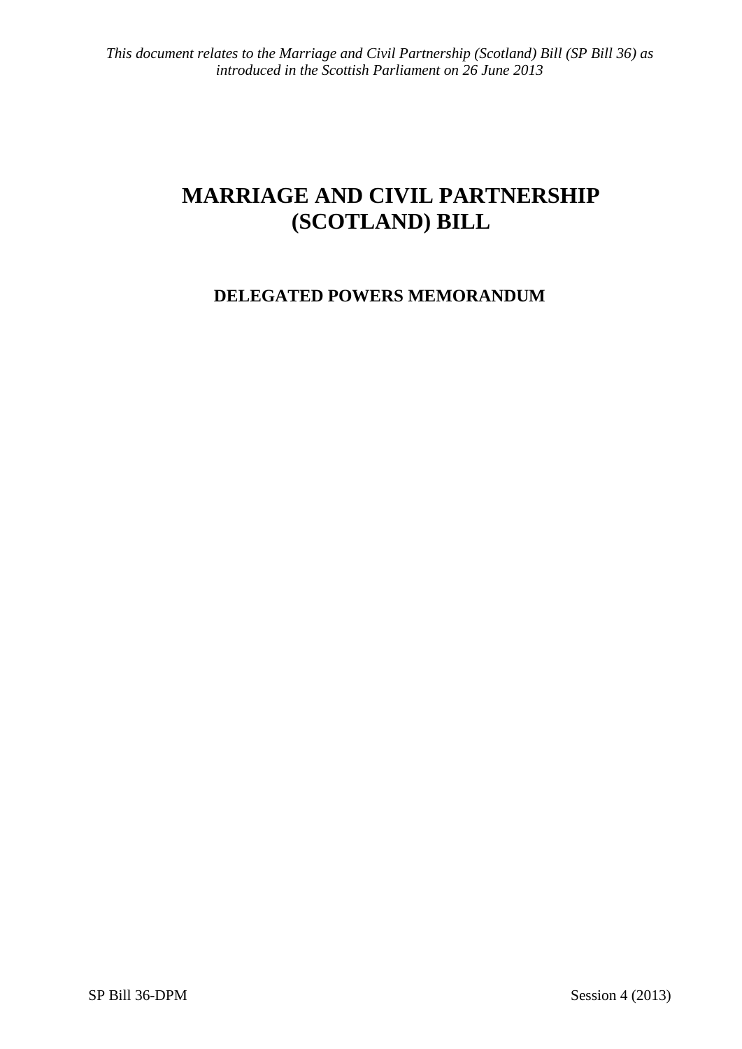*This document relates to the Marriage and Civil Partnership (Scotland) Bill (SP Bill 36) as introduced in the Scottish Parliament on 26 June 2013*

# MARRIAGE AND CIVIL PARTNERSHIP (SCOTLAND) BILL

## DELEGATED POWERS MEMORANDUM

SP Bill 36-DPM                                                                                                    Session 4 (2013)